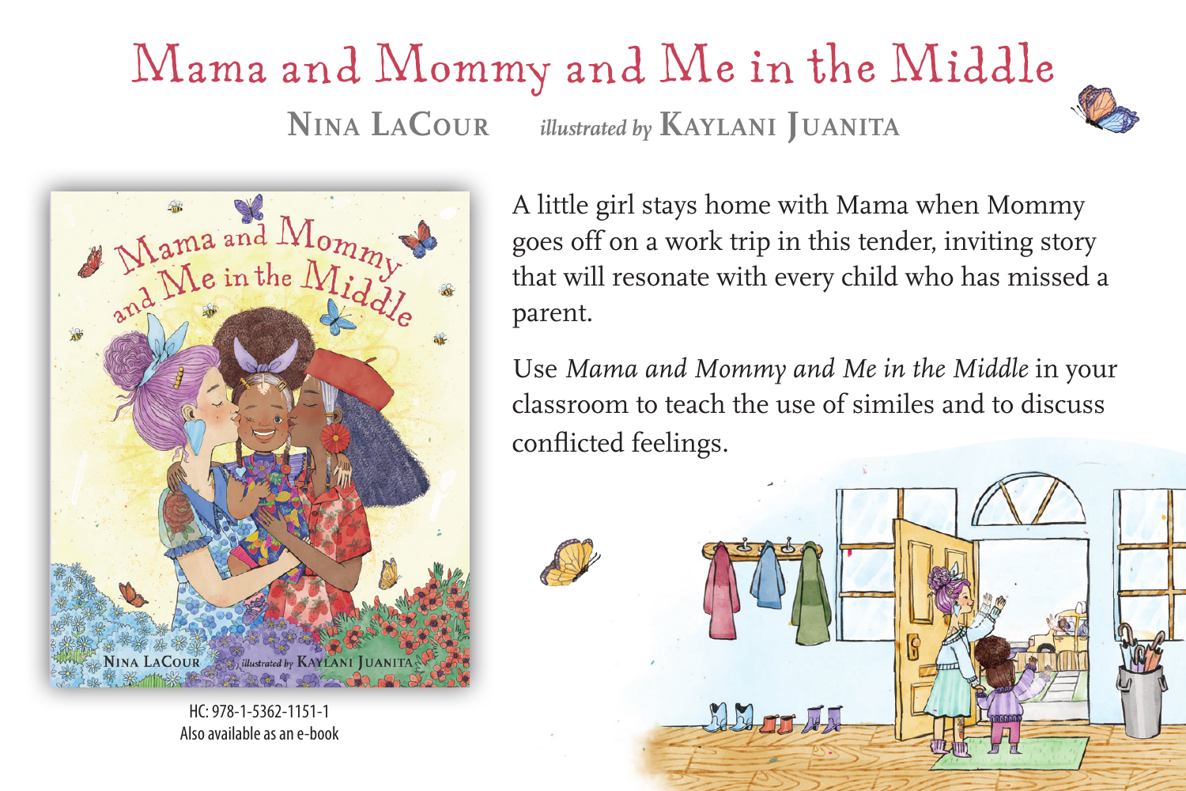# Mama and Mommy and Me in the Middle

**NINA LACOUR** *illustrated by* **KAYLANI JUANITA**

A little girl stays home with Mama when Mommy goes off on a work trip in this tender, inviting story that will resonate with every child who has missed a parent.

Use *Mama and Mommy and Me in the Middle* in your classroom to teach the use of similes and to discuss conflicted feelings.

HC: 978-1-5362-1151-1
Also available as an e-book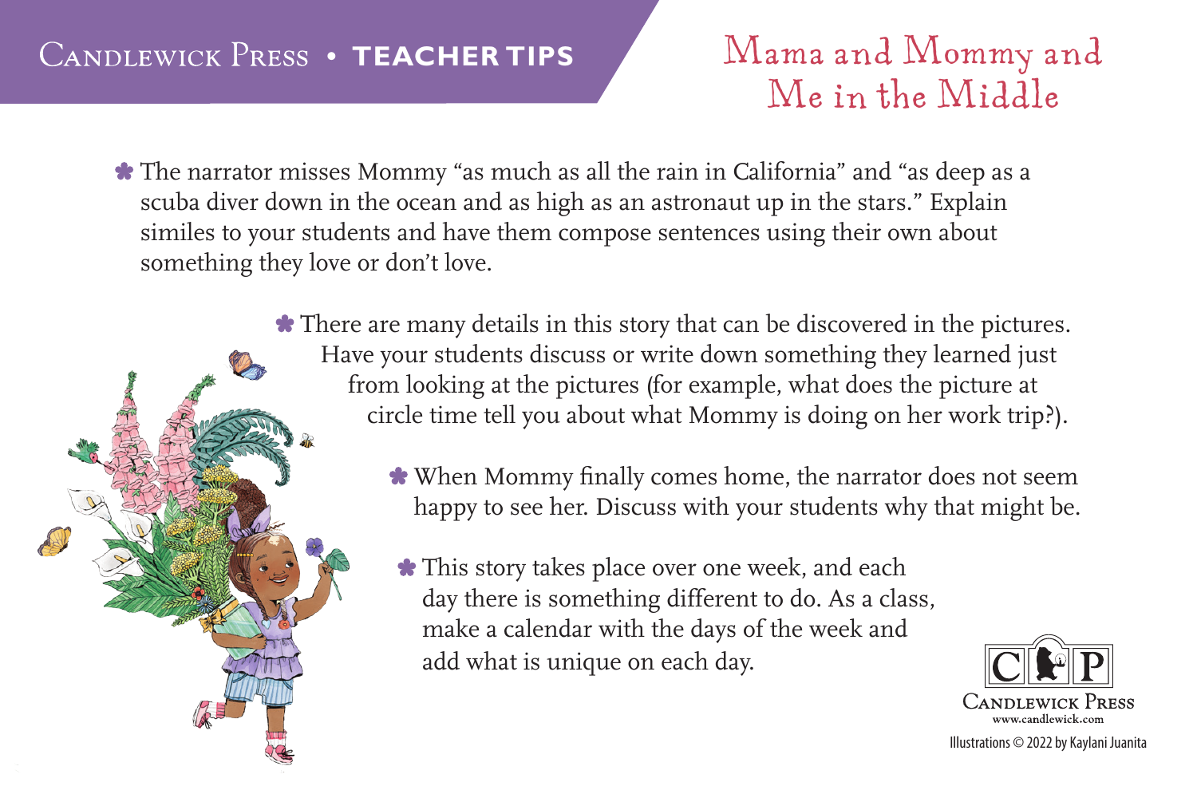# Mama and Mommy and Me in the Middle

- The narrator misses Mommy "as much as all the rain in California" and "as deep as a scuba diver down in the ocean and as high as an astronaut up in the stars." Explain similes to your students and have them compose sentences using their own about something they love or don't love.

- There are many details in this story that can be discovered in the pictures. Have your students discuss or write down something they learned just from looking at the pictures (for example, what does the picture at circle time tell you about what Mommy is doing on her work trip?).

- When Mommy finally comes home, the narrator does not seem happy to see her. Discuss with your students why that might be.

- This story takes place over one week, and each day there is something different to do. As a class, make a calendar with the days of the week and add what is unique on each day.

Candlewick Press
www.candlewick.com

Illustrations © 2022 by Kaylani Juanita